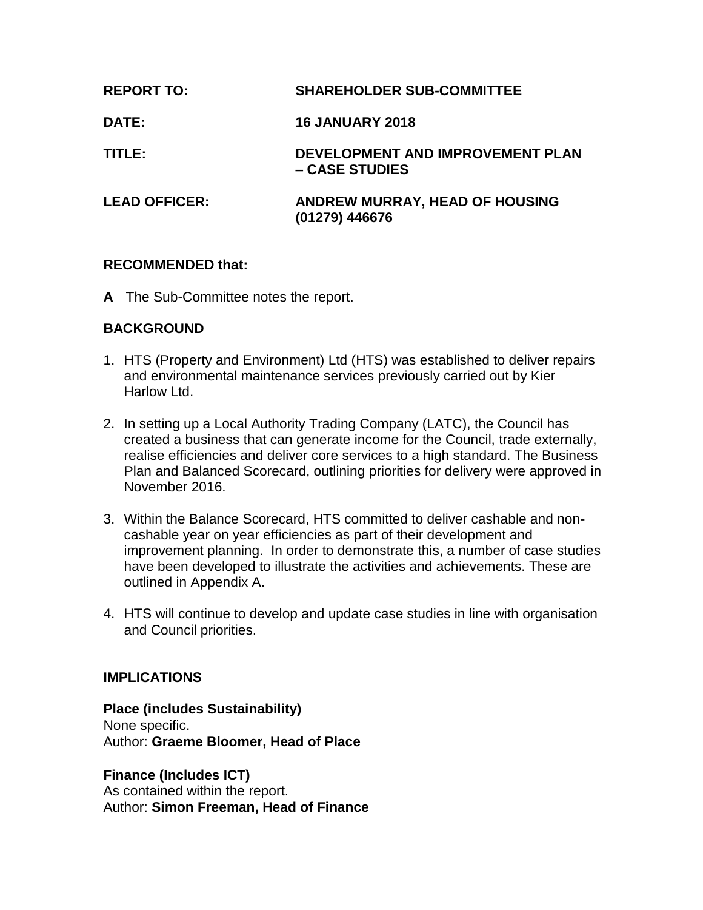**REPORT TO:** SHAREHOLDER SUB-COMMITTEE

**DATE:** 16 JANUARY 2018

**TITLE:** DEVELOPMENT AND IMPROVEMENT PLAN – CASE STUDIES

**LEAD OFFICER:** ANDREW MURRAY, HEAD OF HOUSING (01279) 446676

## RECOMMENDED that:

**A** The Sub-Committee notes the report.

## BACKGROUND

1. HTS (Property and Environment) Ltd (HTS) was established to deliver repairs and environmental maintenance services previously carried out by Kier Harlow Ltd.

2. In setting up a Local Authority Trading Company (LATC), the Council has created a business that can generate income for the Council, trade externally, realise efficiencies and deliver core services to a high standard. The Business Plan and Balanced Scorecard, outlining priorities for delivery were approved in November 2016.

3. Within the Balance Scorecard, HTS committed to deliver cashable and non-cashable year on year efficiencies as part of their development and improvement planning. In order to demonstrate this, a number of case studies have been developed to illustrate the activities and achievements. These are outlined in Appendix A.

4. HTS will continue to develop and update case studies in line with organisation and Council priorities.

## IMPLICATIONS

**Place (includes Sustainability)**
None specific.
Author: **Graeme Bloomer, Head of Place**

**Finance (Includes ICT)**
As contained within the report.
Author: **Simon Freeman, Head of Finance**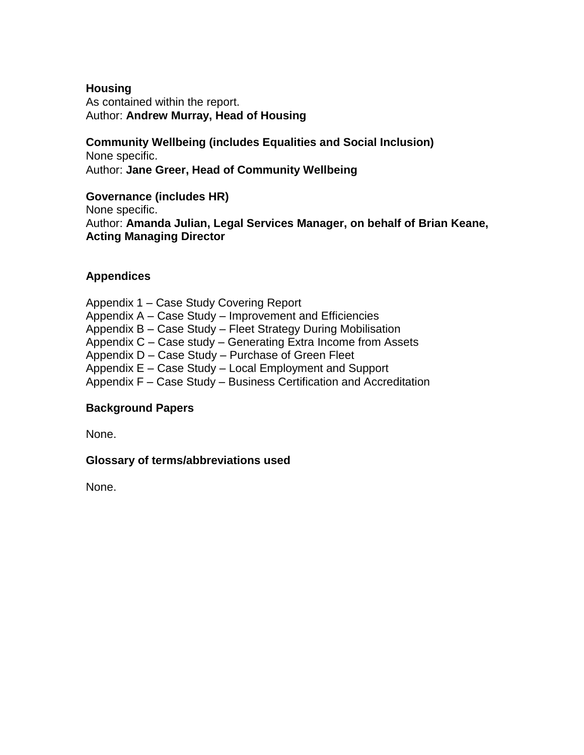**Housing**
As contained within the report.
Author: **Andrew Murray, Head of Housing**

**Community Wellbeing (includes Equalities and Social Inclusion)**
None specific.
Author: **Jane Greer, Head of Community Wellbeing**

**Governance (includes HR)**
None specific.
Author: **Amanda Julian, Legal Services Manager, on behalf of Brian Keane, Acting Managing Director**

## Appendices

Appendix 1 – Case Study Covering Report
Appendix A – Case Study – Improvement and Efficiencies
Appendix B – Case Study – Fleet Strategy During Mobilisation
Appendix C – Case study – Generating Extra Income from Assets
Appendix D – Case Study – Purchase of Green Fleet
Appendix E – Case Study – Local Employment and Support
Appendix F – Case Study – Business Certification and Accreditation

## Background Papers

None.

## Glossary of terms/abbreviations used

None.